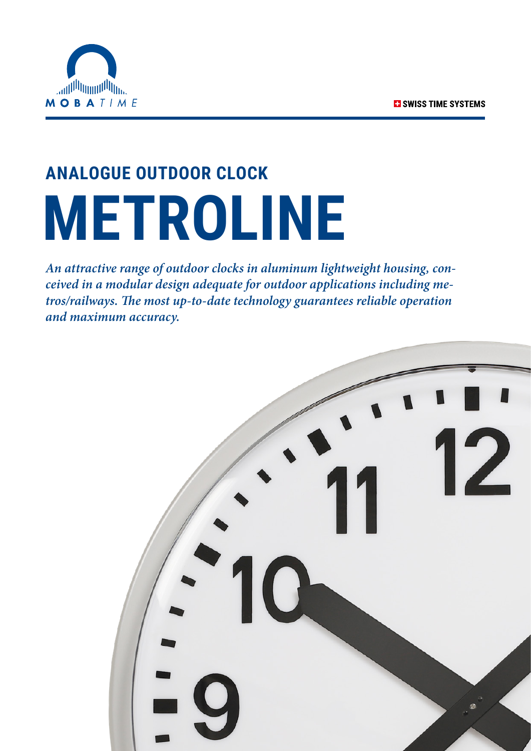MOBATIME

SWISS TIME SYSTEMS

## ANALOGUE OUTDOOR CLOCK

# METROLINE

*An attractive range of outdoor clocks in aluminum lightweight housing, conceived in a modular design adequate for outdoor applications including metros/railways. The most up-to-date technology guarantees reliable operation and maximum accuracy.*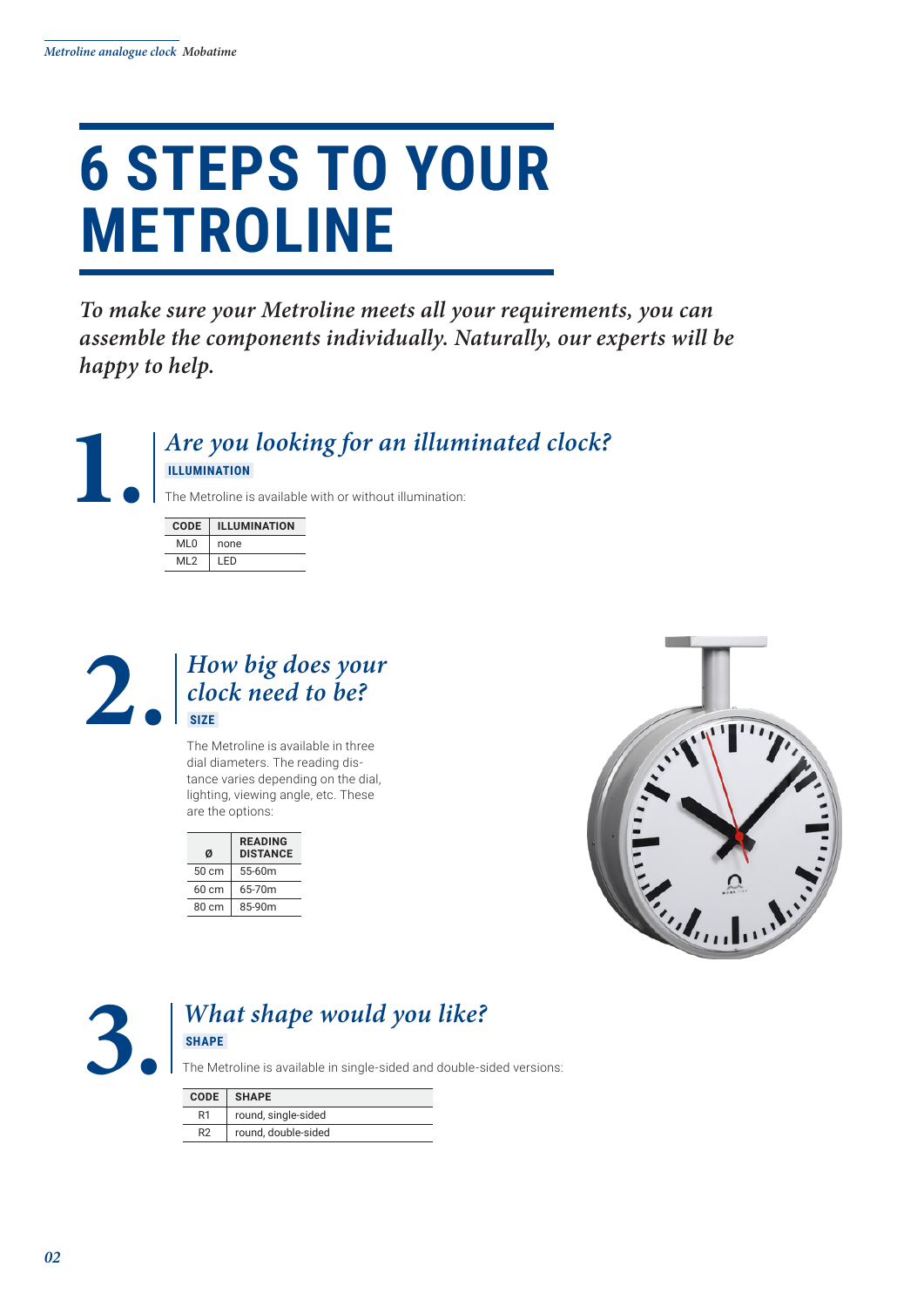# 6 STEPS TO YOUR METROLINE

*To make sure your Metroline meets all your requirements, you can assemble the components individually. Naturally, our experts will be happy to help.*

## 1. *Are you looking for an illuminated clock?*

**ILLUMINATION**

The Metroline is available with or without illumination:

| CODE | ILLUMINATION |
|---|---|
| ML0 | none |
| ML2 | LED |

## 2. *How big does your clock need to be?*

**SIZE**

The Metroline is available in three dial diameters. The reading distance varies depending on the dial, lighting, viewing angle, etc. These are the options:

| Ø | READING DISTANCE |
|---|---|
| 50 cm | 55-60m |
| 60 cm | 65-70m |
| 80 cm | 85-90m |

## 3. *What shape would you like?*

**SHAPE**

The Metroline is available in single-sided and double-sided versions:

| CODE | SHAPE |
|---|---|
| R1 | round, single-sided |
| R2 | round, double-sided |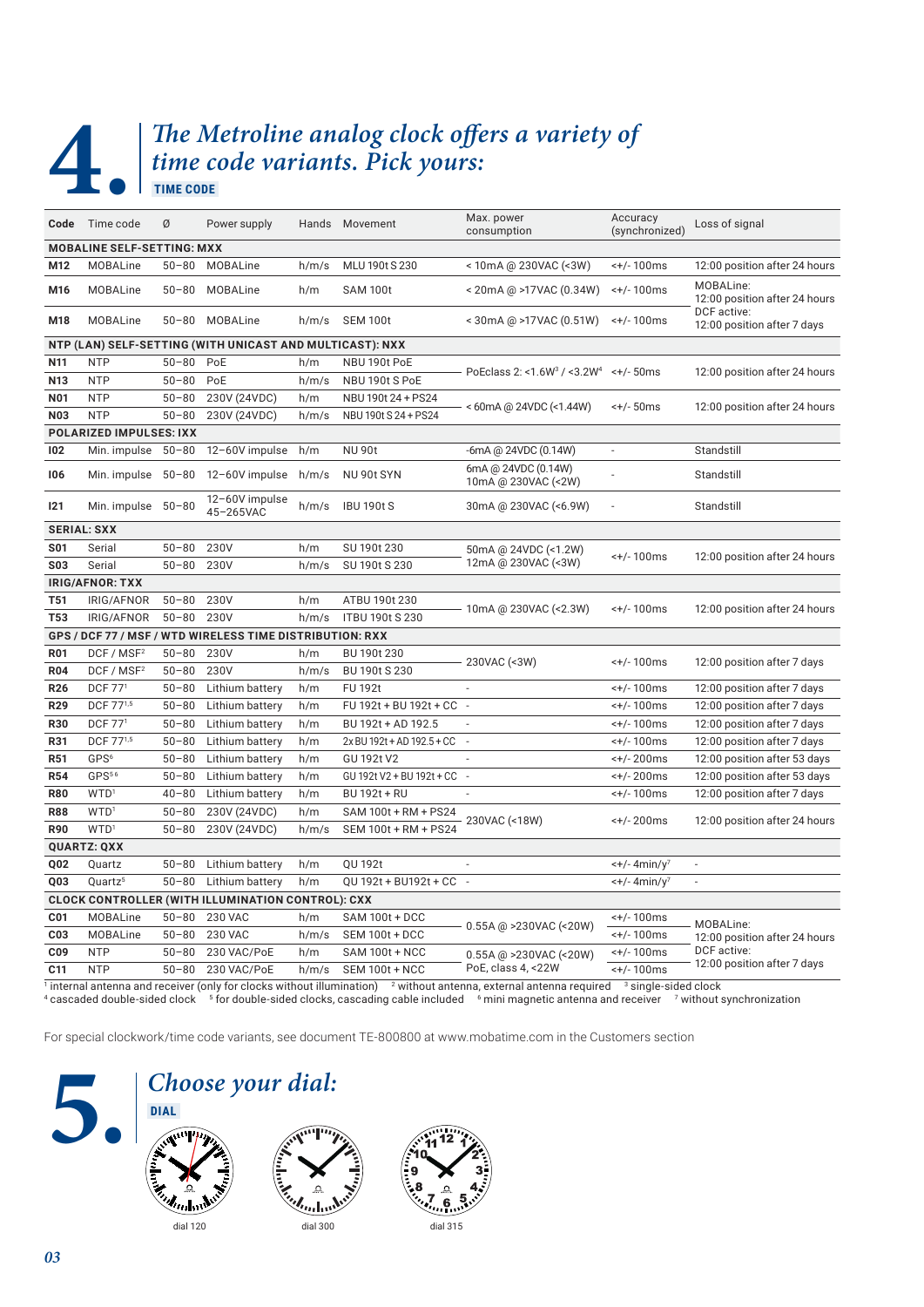# 4. *The Metroline analog clock offers a variety of time code variants. Pick yours:*

**TIME CODE**

| Code | Time code | Ø | Power supply | Hands | Movement | Max. power consumption | Accuracy (synchronized) | Loss of signal |
|---|---|---|---|---|---|---|---|---|
| **MOBALINE SELF-SETTING: MXX** | | | | | | | | |
| **M12** | MOBALine | 50–80 | MOBALine | h/m/s | MLU 190t S 230 | < 10mA @ 230VAC (<3W) | <+/- 100ms | 12:00 position after 24 hours |
| **M16** | MOBALine | 50–80 | MOBALine | h/m | SAM 100t | < 20mA @ >17VAC (0.34W) | <+/- 100ms | MOBALine: 12:00 position after 24 hours DCF active: 12:00 position after 7 days |
| **M18** | MOBALine | 50–80 | MOBALine | h/m/s | SEM 100t | < 30mA @ >17VAC (0.51W) | <+/- 100ms | |
| **NTP (LAN) SELF-SETTING (WITH UNICAST AND MULTICAST): NXX** | | | | | | | | |
| **N11** | NTP | 50–80 | PoE | h/m | NBU 190t PoE | PoEclass 2: <1.6W[3] / <3.2W[4] | <+/- 50ms | 12:00 position after 24 hours |
| **N13** | NTP | 50–80 | PoE | h/m/s | NBU 190t S PoE | | | |
| **N01** | NTP | 50–80 | 230V (24VDC) | h/m | NBU 190t 24 + PS24 | < 60mA @ 24VDC (<1.44W) | <+/- 50ms | 12:00 position after 24 hours |
| **N03** | NTP | 50–80 | 230V (24VDC) | h/m/s | NBU 190t S 24 + PS24 | | | |
| **POLARIZED IMPULSES: IXX** | | | | | | | | |
| **I02** | Min. impulse | 50–80 | 12–60V impulse | h/m | NU 90t | -6mA @ 24VDC (0.14W) | - | Standstill |
| **I06** | Min. impulse | 50–80 | 12–60V impulse | h/m/s | NU 90t SYN | 6mA @ 24VDC (0.14W) 10mA @ 230VAC (<2W) | - | Standstill |
| **I21** | Min. impulse | 50–80 | 12–60V impulse 45–265VAC | h/m/s | IBU 190t S | 30mA @ 230VAC (<6.9W) | - | Standstill |
| **SERIAL: SXX** | | | | | | | | |
| **S01** | Serial | 50–80 | 230V | h/m | SU 190t 230 | 50mA @ 24VDC (<1.2W) 12mA @ 230VAC (<3W) | <+/- 100ms | 12:00 position after 24 hours |
| **S03** | Serial | 50–80 | 230V | h/m/s | SU 190t S 230 | | | |
| **IRIG/AFNOR: TXX** | | | | | | | | |
| **T51** | IRIG/AFNOR | 50–80 | 230V | h/m | ATBU 190t 230 | 10mA @ 230VAC (<2.3W) | <+/- 100ms | 12:00 position after 24 hours |
| **T53** | IRIG/AFNOR | 50–80 | 230V | h/m/s | ITBU 190t S 230 | | | |
| **GPS / DCF 77 / MSF / WTD WIRELESS TIME DISTRIBUTION: RXX** | | | | | | | | |
| **R01** | DCF / MSF[2] | 50–80 | 230V | h/m | BU 190t 230 | 230VAC (<3W) | <+/- 100ms | 12:00 position after 7 days |
| **R04** | DCF / MSF[2] | 50–80 | 230V | h/m/s | BU 190t S 230 | | | |
| **R26** | DCF 77[1] | 50–80 | Lithium battery | h/m | FU 192t | - | <+/- 100ms | 12:00 position after 7 days |
| **R29** | DCF 77[1,5] | 50–80 | Lithium battery | h/m | FU 192t + BU 192t + CC | - | <+/- 100ms | 12:00 position after 7 days |
| **R30** | DCF 77[1] | 50–80 | Lithium battery | h/m | BU 192t + AD 192.5 | - | <+/- 100ms | 12:00 position after 7 days |
| **R31** | DCF 77[1,5] | 50–80 | Lithium battery | h/m | 2x BU 192t + AD 192.5 + CC | - | <+/- 100ms | 12:00 position after 7 days |
| **R51** | GPS[6] | 50–80 | Lithium battery | h/m | GU 192t V2 | - | <+/- 200ms | 12:00 position after 53 days |
| **R54** | GPS[5,6] | 50–80 | Lithium battery | h/m | GU 192t V2 + BU 192t + CC | - | <+/- 200ms | 12:00 position after 53 days |
| **R80** | WTD[1] | 40–80 | Lithium battery | h/m | BU 192t + RU | - | <+/- 100ms | 12:00 position after 7 days |
| **R88** | WTD[1] | 50–80 | 230V (24VDC) | h/m | SAM 100t + RM + PS24 | 230VAC (<18W) | <+/- 200ms | 12:00 position after 24 hours |
| **R90** | WTD[1] | 50–80 | 230V (24VDC) | h/m/s | SEM 100t + RM + PS24 | | | |
| **QUARTZ: QXX** | | | | | | | | |
| **Q02** | Quartz | 50–80 | Lithium battery | h/m | QU 192t | - | <+/- 4min/y[7] | - |
| **Q03** | Quartz[5] | 50–80 | Lithium battery | h/m | QU 192t + BU192t + CC | - | <+/- 4min/y[7] | - |
| **CLOCK CONTROLLER (WITH ILLUMINATION CONTROL): CXX** | | | | | | | | |
| **C01** | MOBALine | 50–80 | 230 VAC | h/m | SAM 100t + DCC | 0.55A @ >230VAC (<20W) | <+/- 100ms | MOBALine: 12:00 position after 24 hours DCF active: 12:00 position after 7 days |
| **C03** | MOBALine | 50–80 | 230 VAC | h/m/s | SEM 100t + DCC | | <+/- 100ms | |
| **C09** | NTP | 50–80 | 230 VAC/PoE | h/m | SAM 100t + NCC | 0.55A @ >230VAC (<20W) PoE, class 4, <22W | <+/- 100ms | |
| **C11** | NTP | 50–80 | 230 VAC/PoE | h/m/s | SEM 100t + NCC | | <+/- 100ms | |

[1] internal antenna and receiver (only for clocks without illumination) [2] without antenna, external antenna required [3] single-sided clock
[4] cascaded double-sided clock [5] for double-sided clocks, cascading cable included [6] mini magnetic antenna and receiver [7] without synchronization

For special clockwork/time code variants, see document TE-800800 at www.mobatime.com in the Customers section

# 5. *Choose your dial:*

**DIAL**

dial 120 | dial 300 | dial 315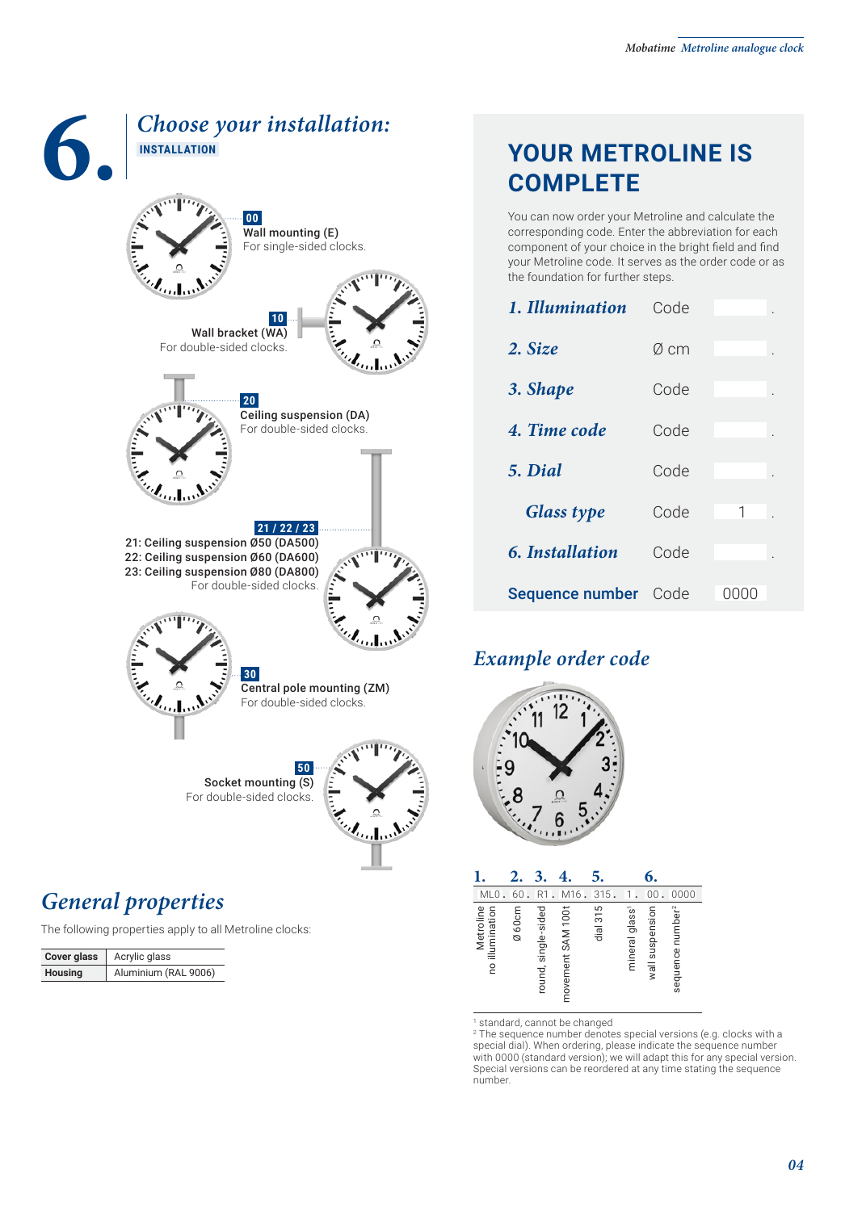# 6. Choose your installation:

**INSTALLATION**

**00** Wall mounting (E)
For single-sided clocks.

**10** Wall bracket (WA)
For double-sided clocks.

**20** Ceiling suspension (DA)
For double-sided clocks.

**21 / 22 / 23**
21: Ceiling suspension Ø50 (DA500)
22: Ceiling suspension Ø60 (DA600)
23: Ceiling suspension Ø80 (DA800)
For double-sided clocks.

**30** Central pole mounting (ZM)
For double-sided clocks.

**50** Socket mounting (S)
For double-sided clocks.

## General properties

The following properties apply to all Metroline clocks:

| | |
|---|---|
| **Cover glass** | Acrylic glass |
| **Housing** | Aluminium (RAL 9006) |

## YOUR METROLINE IS COMPLETE

You can now order your Metroline and calculate the corresponding code. Enter the abbreviation for each component of your choice in the bright field and find your Metroline code. It serves as the order code or as the foundation for further steps.

| | | |
|---|---|---|
| *1. Illumination* | Code | . |
| *2. Size* | Ø cm | . |
| *3. Shape* | Code | . |
| *4. Time code* | Code | . |
| *5. Dial* | Code | . |
| *Glass type* | Code | 1 . |
| *6. Installation* | Code | . |
| **Sequence number** | Code | 0000 |

## Example order code

| 1. | 2. | 3. | 4. | 5. | | 6. | |
|---|---|---|---|---|---|---|---|
| ML0. | 60. | R1. | M16. | 315. | 1. | 00. | 0000 |
| Metroline no illumination | Ø 60cm | round, single-sided | movement SAM 100t | dial 315 | mineral glass[1] | wall suspension | sequence number[2] |

[1] standard, cannot be changed
[2] The sequence number denotes special versions (e.g. clocks with a special dial). When ordering, please indicate the sequence number with 0000 (standard version); we will adapt this for any special version. Special versions can be reordered at any time stating the sequence number.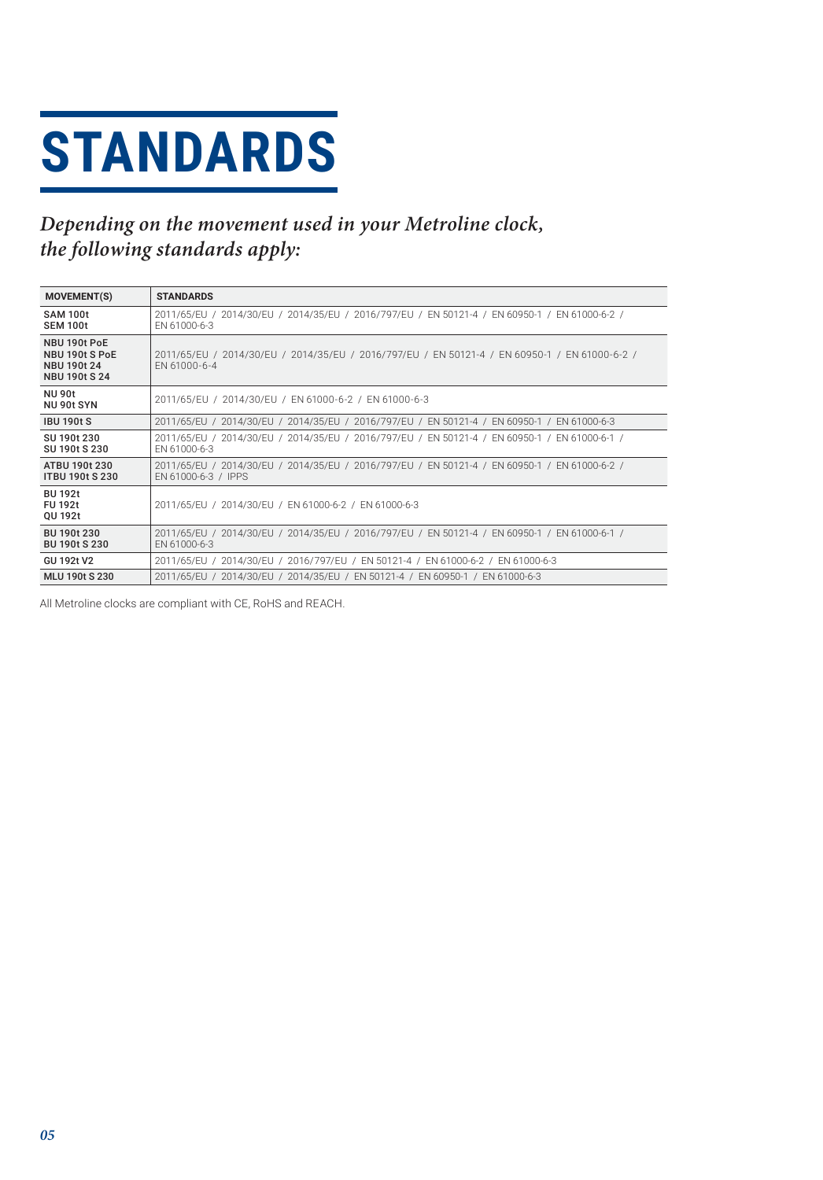# STANDARDS

***Depending on the movement used in your Metroline clock, the following standards apply:***

| MOVEMENT(S) | STANDARDS |
|---|---|
| **SAM 100t**<br>**SEM 100t** | 2011/65/EU / 2014/30/EU / 2014/35/EU / 2016/797/EU / EN 50121-4 / EN 60950-1 / EN 61000-6-2 / EN 61000-6-3 |
| **NBU 190t PoE**<br>**NBU 190t S PoE**<br>**NBU 190t 24**<br>**NBU 190t S 24** | 2011/65/EU / 2014/30/EU / 2014/35/EU / 2016/797/EU / EN 50121-4 / EN 60950-1 / EN 61000-6-2 / EN 61000-6-4 |
| **NU 90t**<br>**NU 90t SYN** | 2011/65/EU / 2014/30/EU / EN 61000-6-2 / EN 61000-6-3 |
| **IBU 190t S** | 2011/65/EU / 2014/30/EU / 2014/35/EU / 2016/797/EU / EN 50121-4 / EN 60950-1 / EN 61000-6-3 |
| **SU 190t 230**<br>**SU 190t S 230** | 2011/65/EU / 2014/30/EU / 2014/35/EU / 2016/797/EU / EN 50121-4 / EN 60950-1 / EN 61000-6-1 / EN 61000-6-3 |
| **ATBU 190t 230**<br>**ITBU 190t S 230** | 2011/65/EU / 2014/30/EU / 2014/35/EU / 2016/797/EU / EN 50121-4 / EN 60950-1 / EN 61000-6-2 / EN 61000-6-3 / IPPS |
| **BU 192t**<br>**FU 192t**<br>**QU 192t** | 2011/65/EU / 2014/30/EU / EN 61000-6-2 / EN 61000-6-3 |
| **BU 190t 230**<br>**BU 190t S 230** | 2011/65/EU / 2014/30/EU / 2014/35/EU / 2016/797/EU / EN 50121-4 / EN 60950-1 / EN 61000-6-1 / EN 61000-6-3 |
| **GU 192t V2** | 2011/65/EU / 2014/30/EU / 2016/797/EU / EN 50121-4 / EN 61000-6-2 / EN 61000-6-3 |
| **MLU 190t S 230** | 2011/65/EU / 2014/30/EU / 2014/35/EU / EN 50121-4 / EN 60950-1 / EN 61000-6-3 |

All Metroline clocks are compliant with CE, RoHS and REACH.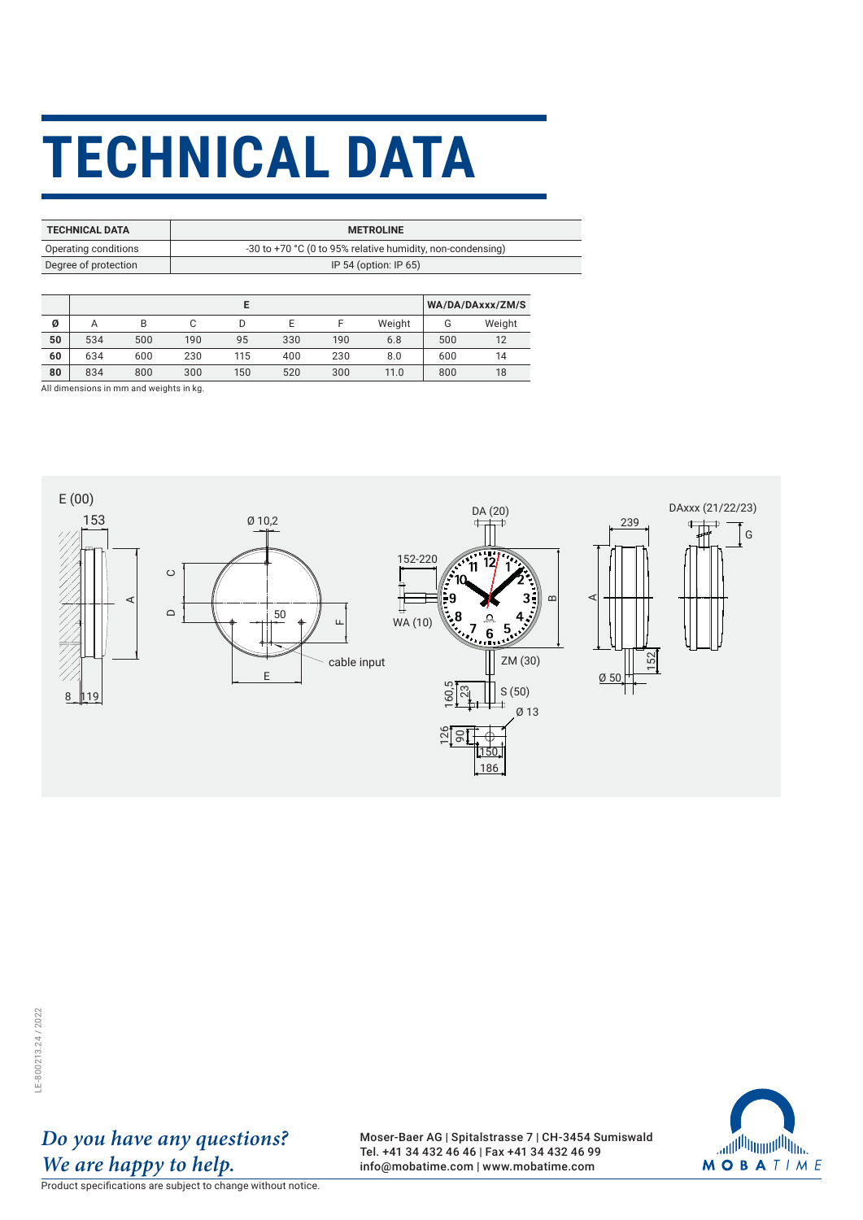# TECHNICAL DATA

| TECHNICAL DATA | METROLINE |
|---|---|
| Operating conditions | -30 to +70 °C (0 to 95% relative humidity, non-condensing) |
| Degree of protection | IP 54 (option: IP 65) |

| | E | | | | | | | WA/DA/DAxxx/ZM/S | |
|---|---|---|---|---|---|---|---|---|---|
| **Ø** | A | B | C | D | E | F | Weight | G | Weight |
| **50** | 534 | 500 | 190 | 95 | 330 | 190 | 6.8 | 500 | 12 |
| **60** | 634 | 600 | 230 | 115 | 400 | 230 | 8.0 | 600 | 14 |
| **80** | 834 | 800 | 300 | 150 | 520 | 300 | 11.0 | 800 | 18 |

All dimensions in mm and weights in kg.

E (00)
153
8
119
A
C
D
Ø 10,2
50
F
E
cable input
DA (20)
152-220
WA (10)
B
ZM (30)
160,5
23
S (50)
Ø 13
126
90
150
186
239
A
Ø 50
152
DAxxx (21/22/23)
G

*Do you have any questions?*
*We are happy to help.*

Moser-Baer AG | Spitalstrasse 7 | CH-3454 Sumiswald
Tel. +41 34 432 46 46 | Fax +41 34 432 46 99
info@mobatime.com | www.mobatime.com

MOBATIME

Product specifications are subject to change without notice.

LE-800213.24 / 2022